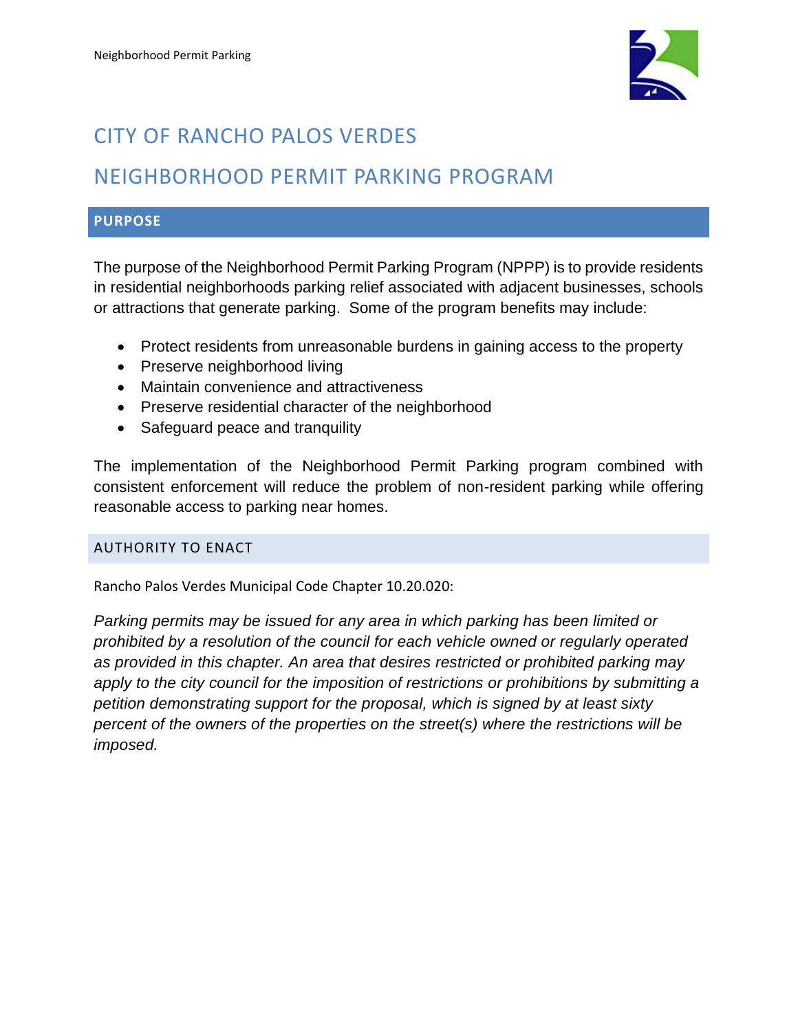# CITY OF RANCHO PALOS VERDES

# NEIGHBORHOOD PERMIT PARKING PROGRAM

## PURPOSE

The purpose of the Neighborhood Permit Parking Program (NPPP) is to provide residents in residential neighborhoods parking relief associated with adjacent businesses, schools or attractions that generate parking. Some of the program benefits may include:

- Protect residents from unreasonable burdens in gaining access to the property
- Preserve neighborhood living
- Maintain convenience and attractiveness
- Preserve residential character of the neighborhood
- Safeguard peace and tranquility

The implementation of the Neighborhood Permit Parking program combined with consistent enforcement will reduce the problem of non-resident parking while offering reasonable access to parking near homes.

## AUTHORITY TO ENACT

Rancho Palos Verdes Municipal Code Chapter 10.20.020:

*Parking permits may be issued for any area in which parking has been limited or prohibited by a resolution of the council for each vehicle owned or regularly operated as provided in this chapter. An area that desires restricted or prohibited parking may apply to the city council for the imposition of restrictions or prohibitions by submitting a petition demonstrating support for the proposal, which is signed by at least sixty percent of the owners of the properties on the street(s) where the restrictions will be imposed.*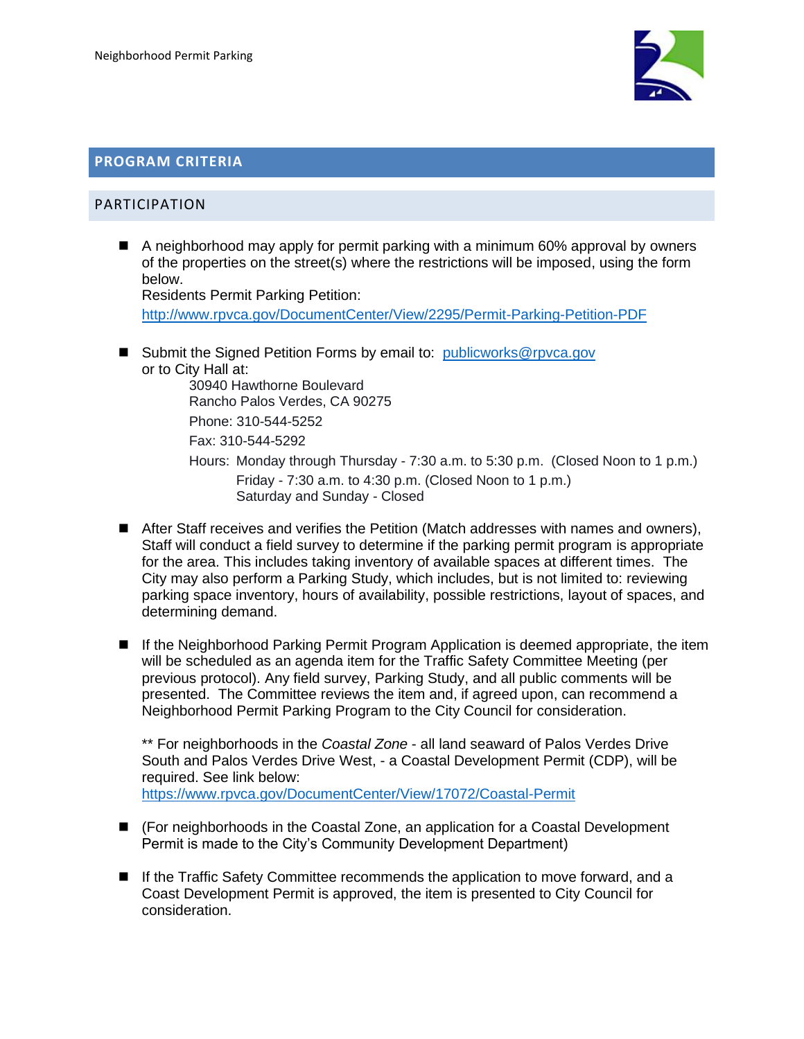## PROGRAM CRITERIA

### PARTICIPATION

- A neighborhood may apply for permit parking with a minimum 60% approval by owners of the properties on the street(s) where the restrictions will be imposed, using the form below.
  Residents Permit Parking Petition:
  [http://www.rpvca.gov/DocumentCenter/View/2295/Permit-Parking-Petition-PDF](http://www.rpvca.gov/DocumentCenter/View/2295/Permit-Parking-Petition-PDF)

- Submit the Signed Petition Forms by email to: [publicworks@rpvca.gov](mailto:publicworks@rpvca.gov)
  or to City Hall at:

  30940 Hawthorne Boulevard
  Rancho Palos Verdes, CA 90275

  Phone: 310-544-5252

  Fax: 310-544-5292

  Hours: Monday through Thursday - 7:30 a.m. to 5:30 p.m. (Closed Noon to 1 p.m.)
  Friday - 7:30 a.m. to 4:30 p.m. (Closed Noon to 1 p.m.)
  Saturday and Sunday - Closed

- After Staff receives and verifies the Petition (Match addresses with names and owners), Staff will conduct a field survey to determine if the parking permit program is appropriate for the area. This includes taking inventory of available spaces at different times. The City may also perform a Parking Study, which includes, but is not limited to: reviewing parking space inventory, hours of availability, possible restrictions, layout of spaces, and determining demand.

- If the Neighborhood Parking Permit Program Application is deemed appropriate, the item will be scheduled as an agenda item for the Traffic Safety Committee Meeting (per previous protocol). Any field survey, Parking Study, and all public comments will be presented. The Committee reviews the item and, if agreed upon, can recommend a Neighborhood Permit Parking Program to the City Council for consideration.

  ** For neighborhoods in the *Coastal Zone* - all land seaward of Palos Verdes Drive South and Palos Verdes Drive West, - a Coastal Development Permit (CDP), will be required. See link below:
  [https://www.rpvca.gov/DocumentCenter/View/17072/Coastal-Permit](https://www.rpvca.gov/DocumentCenter/View/17072/Coastal-Permit)

- (For neighborhoods in the Coastal Zone, an application for a Coastal Development Permit is made to the City's Community Development Department)

- If the Traffic Safety Committee recommends the application to move forward, and a Coast Development Permit is approved, the item is presented to City Council for consideration.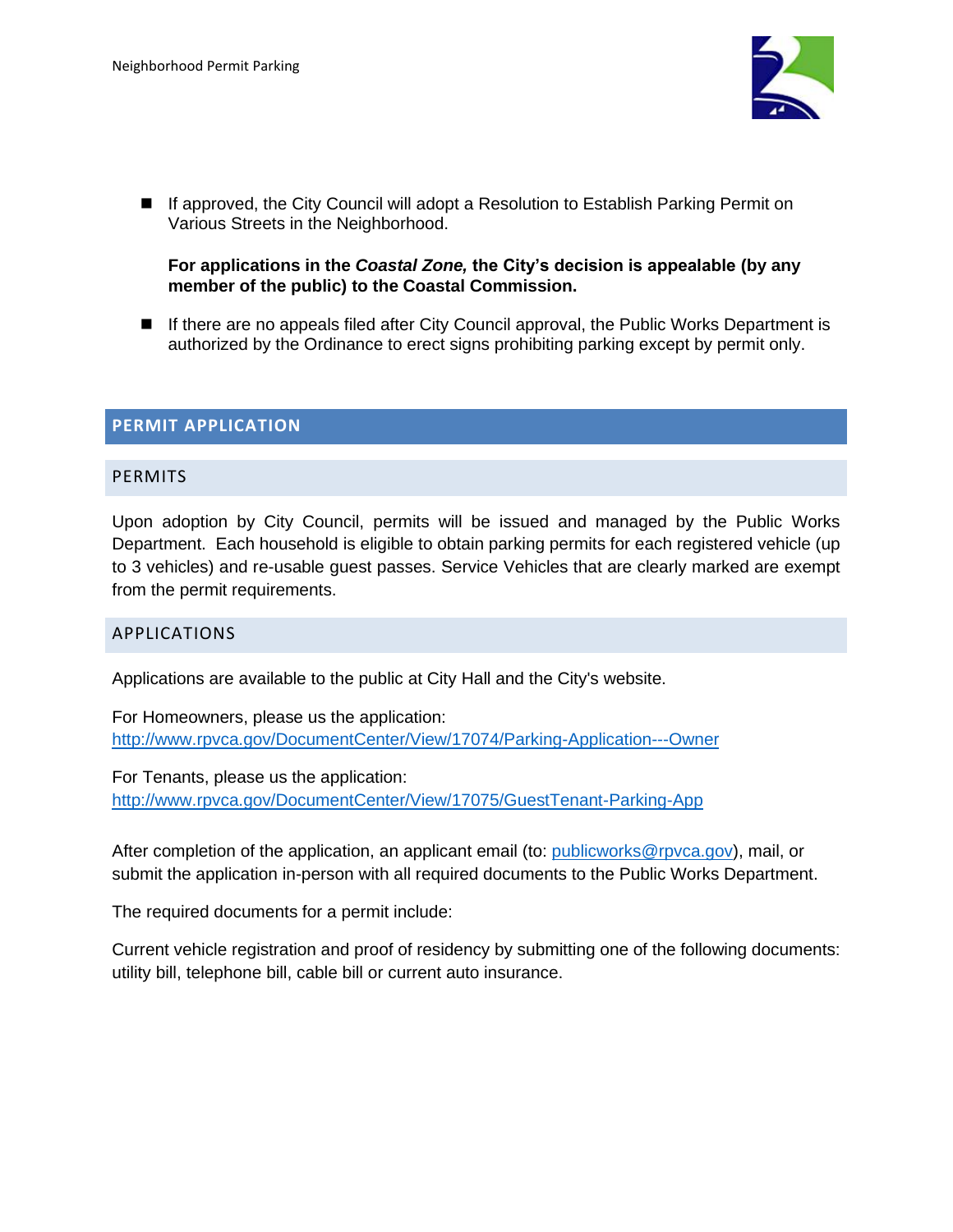- If approved, the City Council will adopt a Resolution to Establish Parking Permit on Various Streets in the Neighborhood.

  **For applications in the *Coastal Zone,* the City's decision is appealable (by any member of the public) to the Coastal Commission.**

- If there are no appeals filed after City Council approval, the Public Works Department is authorized by the Ordinance to erect signs prohibiting parking except by permit only.

## PERMIT APPLICATION

### PERMITS

Upon adoption by City Council, permits will be issued and managed by the Public Works Department. Each household is eligible to obtain parking permits for each registered vehicle (up to 3 vehicles) and re-usable guest passes. Service Vehicles that are clearly marked are exempt from the permit requirements.

### APPLICATIONS

Applications are available to the public at City Hall and the City's website.

For Homeowners, please us the application:
http://www.rpvca.gov/DocumentCenter/View/17074/Parking-Application---Owner

For Tenants, please us the application:
http://www.rpvca.gov/DocumentCenter/View/17075/GuestTenant-Parking-App

After completion of the application, an applicant email (to: publicworks@rpvca.gov), mail, or submit the application in-person with all required documents to the Public Works Department.

The required documents for a permit include:

Current vehicle registration and proof of residency by submitting one of the following documents: utility bill, telephone bill, cable bill or current auto insurance.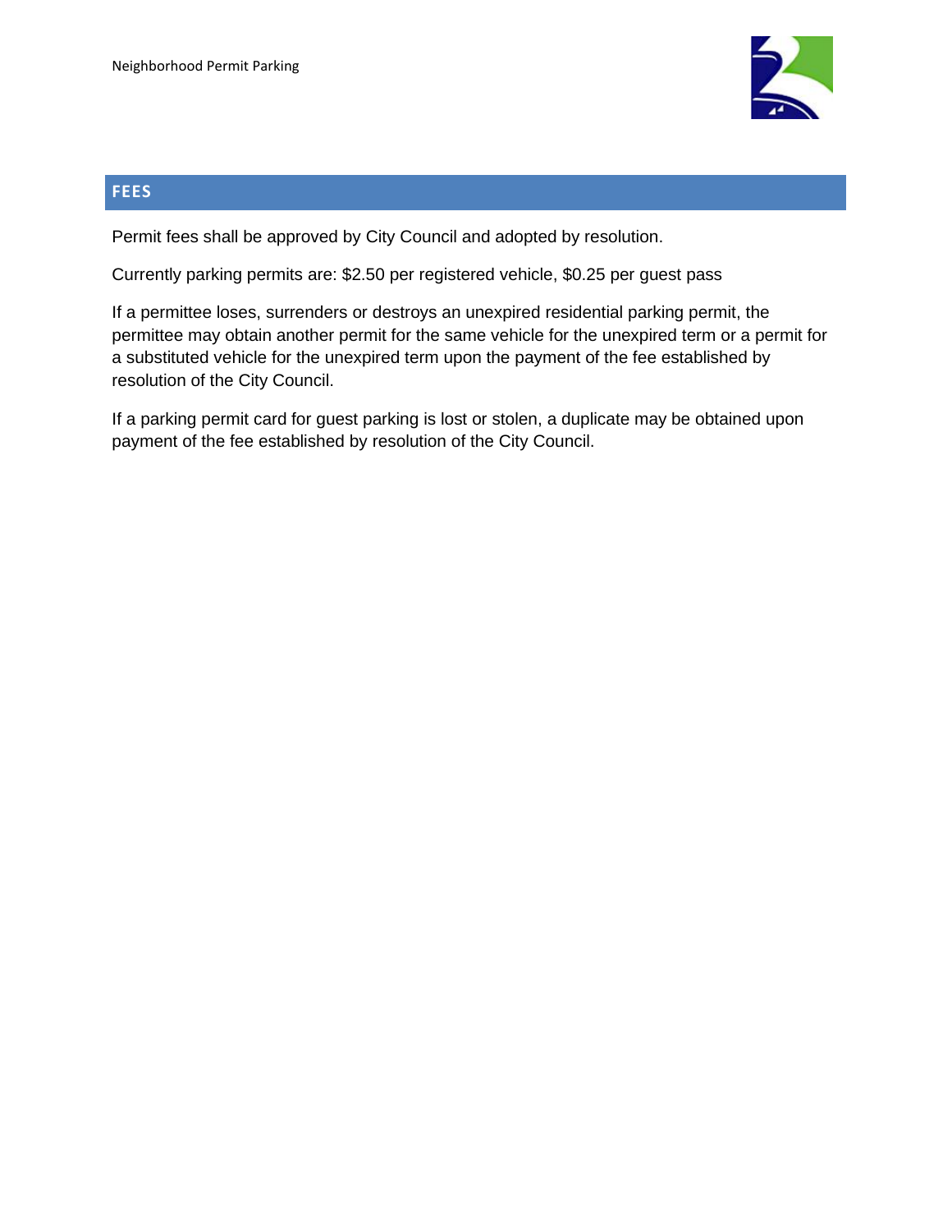## FEES

Permit fees shall be approved by City Council and adopted by resolution.

Currently parking permits are: $2.50 per registered vehicle, $0.25 per guest pass

If a permittee loses, surrenders or destroys an unexpired residential parking permit, the permittee may obtain another permit for the same vehicle for the unexpired term or a permit for a substituted vehicle for the unexpired term upon the payment of the fee established by resolution of the City Council.

If a parking permit card for guest parking is lost or stolen, a duplicate may be obtained upon payment of the fee established by resolution of the City Council.